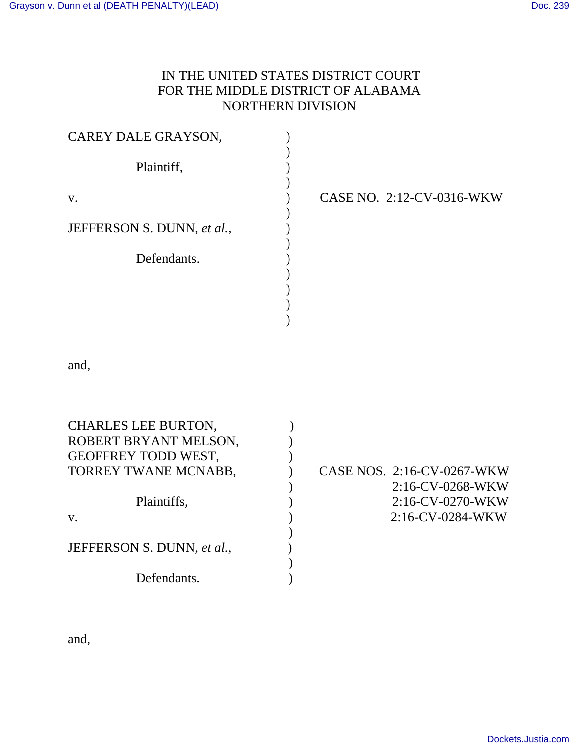IN THE UNITED STATES DISTRICT COURT
FOR THE MIDDLE DISTRICT OF ALABAMA
NORTHERN DIVISION

| | | |
|---|---|---|
| CAREY DALE GRAYSON, | ) | |
| Plaintiff, | ) | |
| v. | ) | CASE NO. 2:12-CV-0316-WKW |
| JEFFERSON S. DUNN, *et al.*, | ) | |
| Defendants. | ) | |

and,

| | | |
|---|---|---|
| CHARLES LEE BURTON, ROBERT BRYANT MELSON, GEOFFREY TODD WEST, TORREY TWANE MCNABB, | ) | CASE NOS. 2:16-CV-0267-WKW |
| | ) | 2:16-CV-0268-WKW |
| Plaintiffs, | ) | 2:16-CV-0270-WKW |
| v. | ) | 2:16-CV-0284-WKW |
| JEFFERSON S. DUNN, *et al.*, | ) | |
| Defendants. | ) | |

and,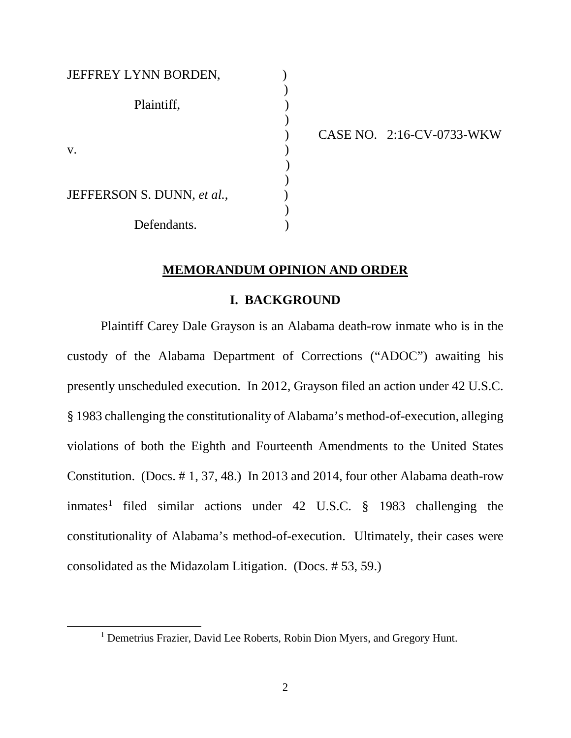JEFFREY LYNN BORDEN, )
Plaintiff, )
v. ) CASE NO. 2:16-CV-0733-WKW
JEFFERSON S. DUNN, *et al.*, )
Defendants. )

## MEMORANDUM OPINION AND ORDER

### I. BACKGROUND

Plaintiff Carey Dale Grayson is an Alabama death-row inmate who is in the custody of the Alabama Department of Corrections ("ADOC") awaiting his presently unscheduled execution. In 2012, Grayson filed an action under 42 U.S.C. § 1983 challenging the constitutionality of Alabama's method-of-execution, alleging violations of both the Eighth and Fourteenth Amendments to the United States Constitution. (Docs. # 1, 37, 48.) In 2013 and 2014, four other Alabama death-row inmates[1] filed similar actions under 42 U.S.C. § 1983 challenging the constitutionality of Alabama's method-of-execution. Ultimately, their cases were consolidated as the Midazolam Litigation. (Docs. # 53, 59.)

---

[1] Demetrius Frazier, David Lee Roberts, Robin Dion Myers, and Gregory Hunt.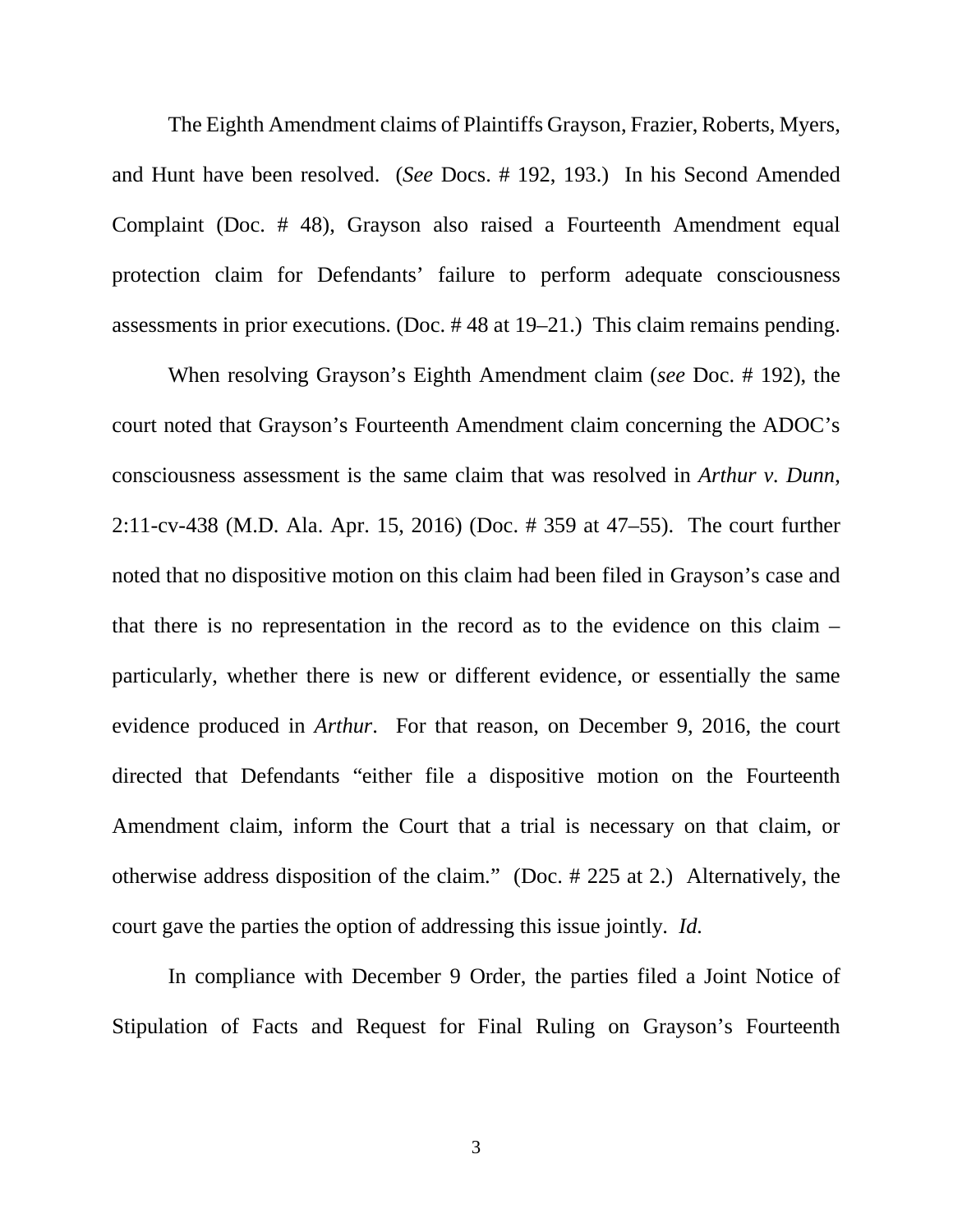The Eighth Amendment claims of Plaintiffs Grayson, Frazier, Roberts, Myers, and Hunt have been resolved. (*See* Docs. # 192, 193.) In his Second Amended Complaint (Doc. # 48), Grayson also raised a Fourteenth Amendment equal protection claim for Defendants' failure to perform adequate consciousness assessments in prior executions. (Doc. # 48 at 19–21.) This claim remains pending.

When resolving Grayson's Eighth Amendment claim (*see* Doc. # 192), the court noted that Grayson's Fourteenth Amendment claim concerning the ADOC's consciousness assessment is the same claim that was resolved in *Arthur v. Dunn*, 2:11-cv-438 (M.D. Ala. Apr. 15, 2016) (Doc. # 359 at 47–55). The court further noted that no dispositive motion on this claim had been filed in Grayson's case and that there is no representation in the record as to the evidence on this claim – particularly, whether there is new or different evidence, or essentially the same evidence produced in *Arthur*. For that reason, on December 9, 2016, the court directed that Defendants "either file a dispositive motion on the Fourteenth Amendment claim, inform the Court that a trial is necessary on that claim, or otherwise address disposition of the claim." (Doc. # 225 at 2.) Alternatively, the court gave the parties the option of addressing this issue jointly. *Id.*

In compliance with December 9 Order, the parties filed a Joint Notice of Stipulation of Facts and Request for Final Ruling on Grayson's Fourteenth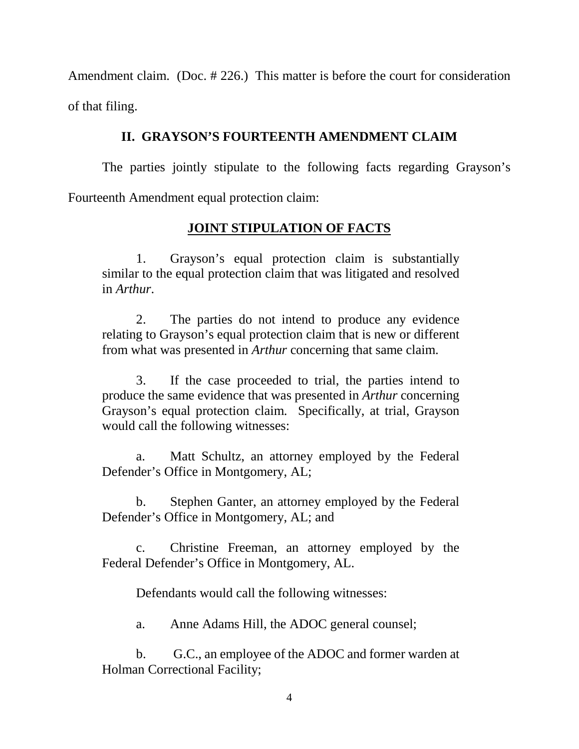Amendment claim. (Doc. # 226.) This matter is before the court for consideration of that filing.

## II. GRAYSON'S FOURTEENTH AMENDMENT CLAIM

The parties jointly stipulate to the following facts regarding Grayson's Fourteenth Amendment equal protection claim:

### JOINT STIPULATION OF FACTS

> 1. Grayson's equal protection claim is substantially similar to the equal protection claim that was litigated and resolved in *Arthur*.
>
> 2. The parties do not intend to produce any evidence relating to Grayson's equal protection claim that is new or different from what was presented in *Arthur* concerning that same claim.
>
> 3. If the case proceeded to trial, the parties intend to produce the same evidence that was presented in *Arthur* concerning Grayson's equal protection claim. Specifically, at trial, Grayson would call the following witnesses:
>
> a. Matt Schultz, an attorney employed by the Federal Defender's Office in Montgomery, AL;
>
> b. Stephen Ganter, an attorney employed by the Federal Defender's Office in Montgomery, AL; and
>
> c. Christine Freeman, an attorney employed by the Federal Defender's Office in Montgomery, AL.
>
> Defendants would call the following witnesses:
>
> a. Anne Adams Hill, the ADOC general counsel;
>
> b. G.C., an employee of the ADOC and former warden at Holman Correctional Facility;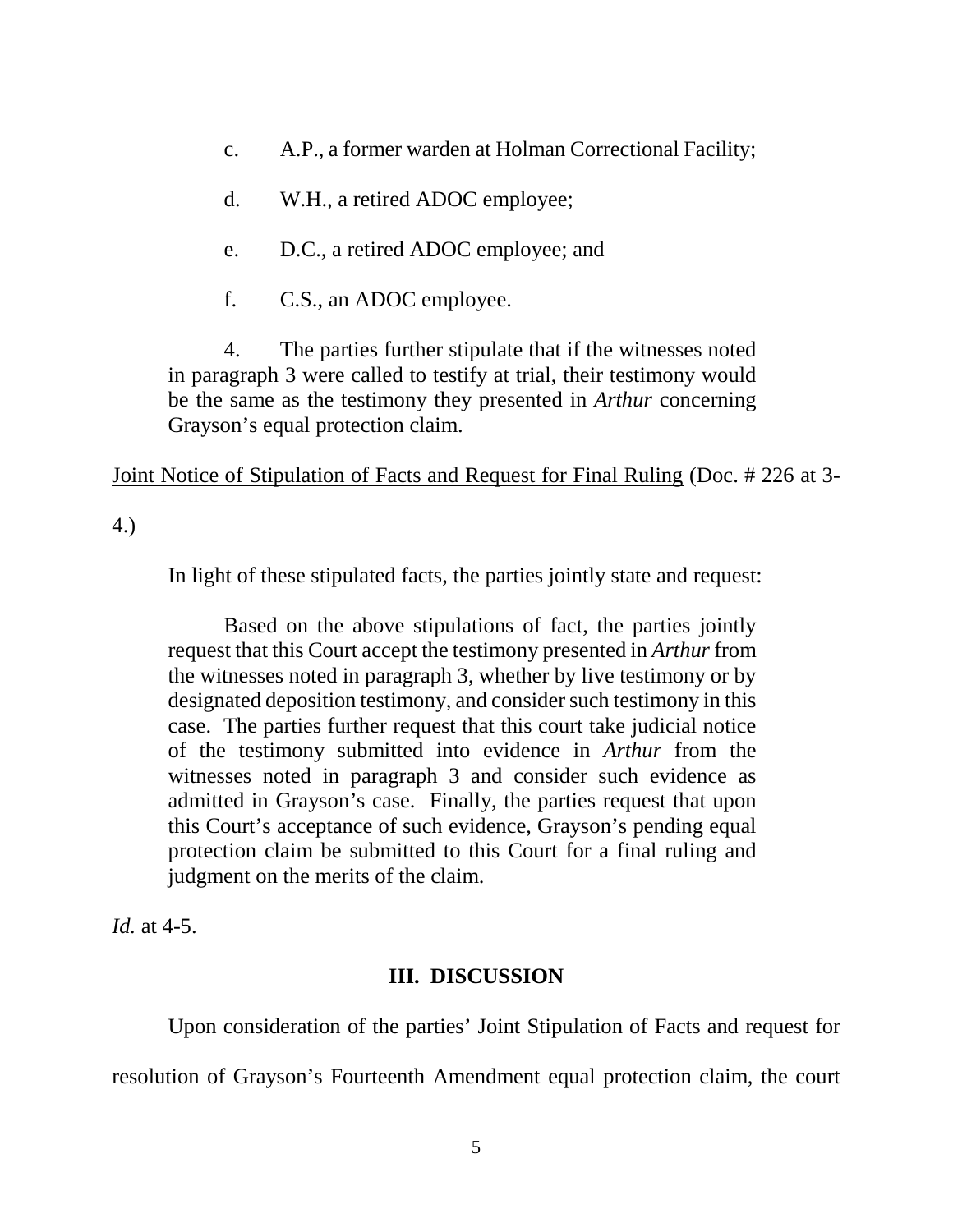> c. A.P., a former warden at Holman Correctional Facility;
>
> d. W.H., a retired ADOC employee;
>
> e. D.C., a retired ADOC employee; and
>
> f. C.S., an ADOC employee.
>
> 4. The parties further stipulate that if the witnesses noted in paragraph 3 were called to testify at trial, their testimony would be the same as the testimony they presented in *Arthur* concerning Grayson's equal protection claim.

Joint Notice of Stipulation of Facts and Request for Final Ruling (Doc. # 226 at 3-4.)

In light of these stipulated facts, the parties jointly state and request:

> Based on the above stipulations of fact, the parties jointly request that this Court accept the testimony presented in *Arthur* from the witnesses noted in paragraph 3, whether by live testimony or by designated deposition testimony, and consider such testimony in this case. The parties further request that this court take judicial notice of the testimony submitted into evidence in *Arthur* from the witnesses noted in paragraph 3 and consider such evidence as admitted in Grayson's case. Finally, the parties request that upon this Court's acceptance of such evidence, Grayson's pending equal protection claim be submitted to this Court for a final ruling and judgment on the merits of the claim.

*Id.* at 4-5.

### III. DISCUSSION

Upon consideration of the parties' Joint Stipulation of Facts and request for resolution of Grayson's Fourteenth Amendment equal protection claim, the court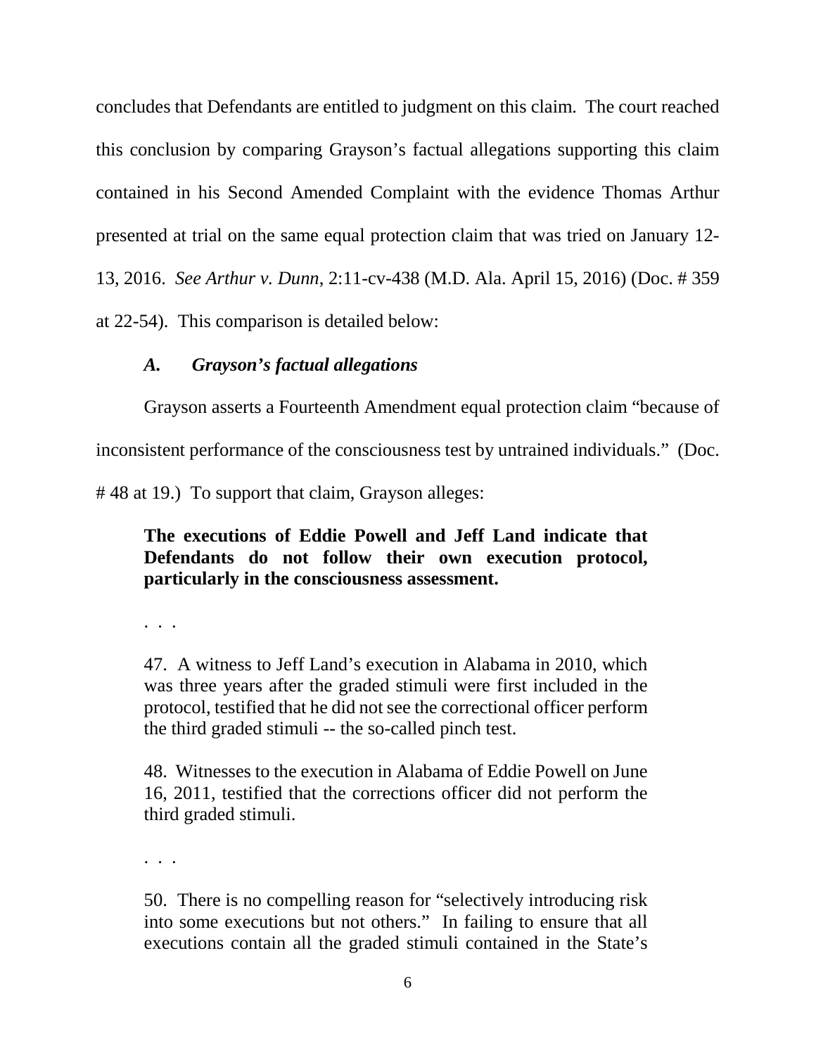concludes that Defendants are entitled to judgment on this claim. The court reached this conclusion by comparing Grayson's factual allegations supporting this claim contained in his Second Amended Complaint with the evidence Thomas Arthur presented at trial on the same equal protection claim that was tried on January 12-13, 2016. *See Arthur v. Dunn*, 2:11-cv-438 (M.D. Ala. April 15, 2016) (Doc. # 359 at 22-54). This comparison is detailed below:

### *A. Grayson's factual allegations*

Grayson asserts a Fourteenth Amendment equal protection claim "because of inconsistent performance of the consciousness test by untrained individuals." (Doc. # 48 at 19.) To support that claim, Grayson alleges:

> **The executions of Eddie Powell and Jeff Land indicate that Defendants do not follow their own execution protocol, particularly in the consciousness assessment.**
>
> . . .
>
> 47. A witness to Jeff Land's execution in Alabama in 2010, which was three years after the graded stimuli were first included in the protocol, testified that he did not see the correctional officer perform the third graded stimuli -- the so-called pinch test.
>
> 48. Witnesses to the execution in Alabama of Eddie Powell on June 16, 2011, testified that the corrections officer did not perform the third graded stimuli.
>
> . . .
>
> 50. There is no compelling reason for "selectively introducing risk into some executions but not others." In failing to ensure that all executions contain all the graded stimuli contained in the State's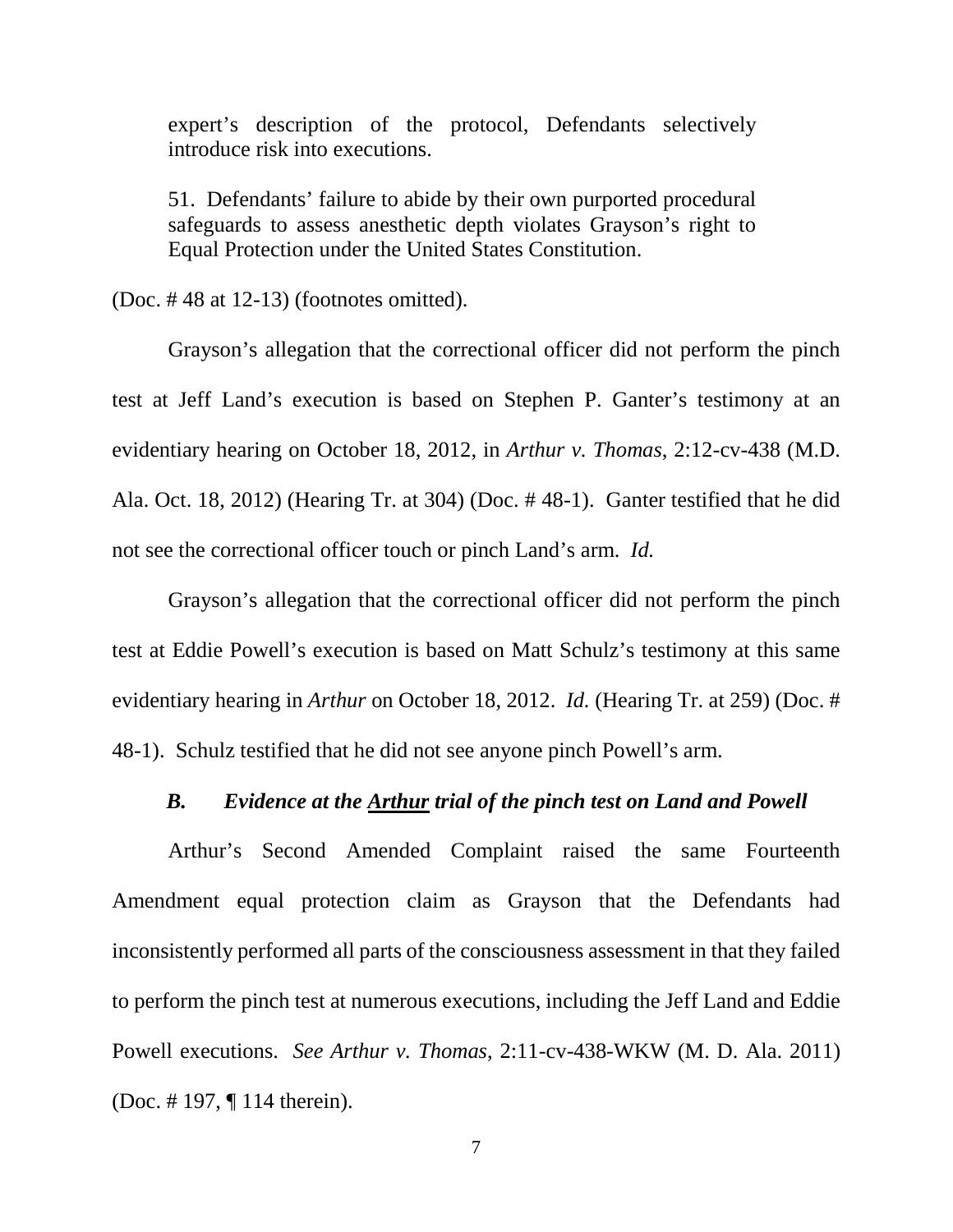> expert's description of the protocol, Defendants selectively introduce risk into executions.
>
> 51. Defendants' failure to abide by their own purported procedural safeguards to assess anesthetic depth violates Grayson's right to Equal Protection under the United States Constitution.

(Doc. # 48 at 12-13) (footnotes omitted).

Grayson's allegation that the correctional officer did not perform the pinch test at Jeff Land's execution is based on Stephen P. Ganter's testimony at an evidentiary hearing on October 18, 2012, in *Arthur v. Thomas*, 2:12-cv-438 (M.D. Ala. Oct. 18, 2012) (Hearing Tr. at 304) (Doc. # 48-1). Ganter testified that he did not see the correctional officer touch or pinch Land's arm. *Id.*

Grayson's allegation that the correctional officer did not perform the pinch test at Eddie Powell's execution is based on Matt Schulz's testimony at this same evidentiary hearing in *Arthur* on October 18, 2012. *Id.* (Hearing Tr. at 259) (Doc. # 48-1). Schulz testified that he did not see anyone pinch Powell's arm.

### *B. Evidence at the Arthur trial of the pinch test on Land and Powell*

Arthur's Second Amended Complaint raised the same Fourteenth Amendment equal protection claim as Grayson that the Defendants had inconsistently performed all parts of the consciousness assessment in that they failed to perform the pinch test at numerous executions, including the Jeff Land and Eddie Powell executions. *See Arthur v. Thomas*, 2:11-cv-438-WKW (M. D. Ala. 2011) (Doc. # 197, ¶ 114 therein).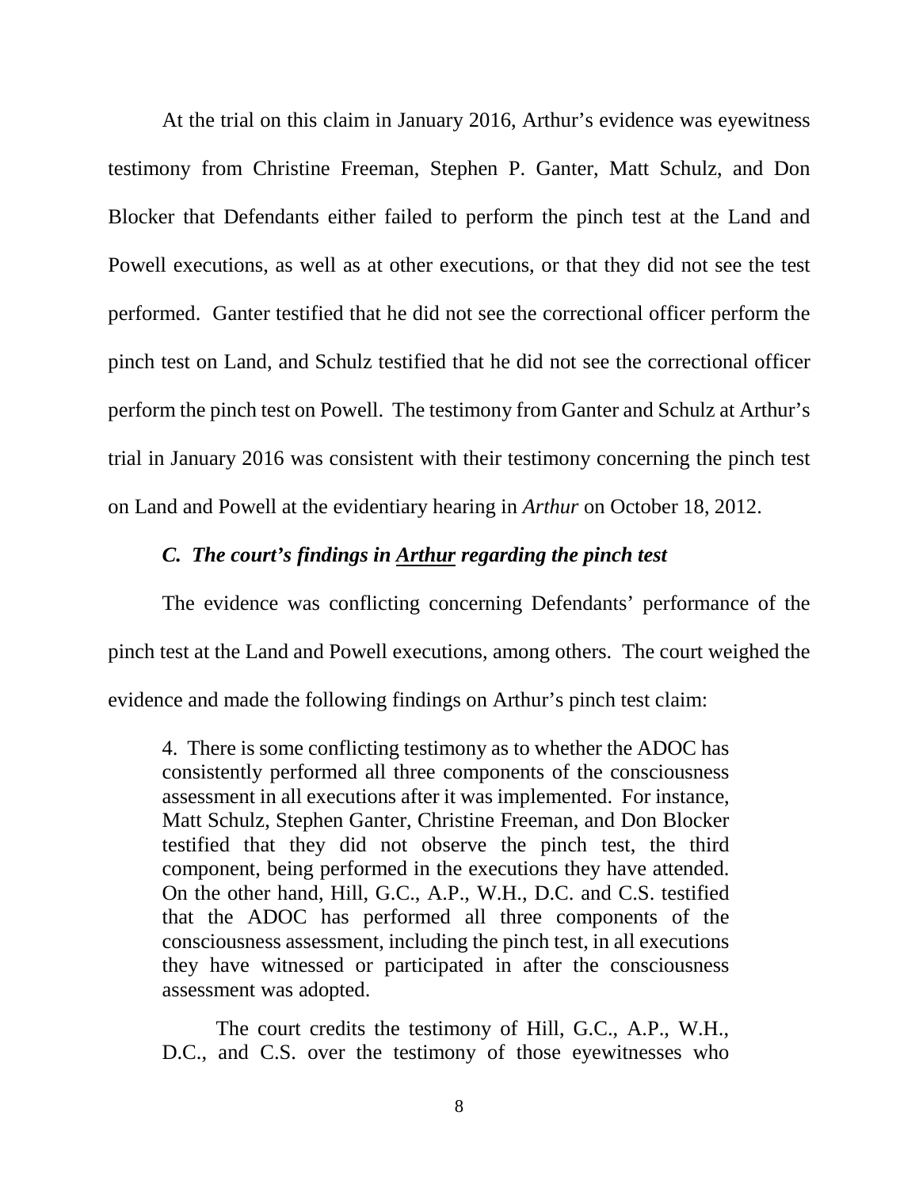At the trial on this claim in January 2016, Arthur's evidence was eyewitness testimony from Christine Freeman, Stephen P. Ganter, Matt Schulz, and Don Blocker that Defendants either failed to perform the pinch test at the Land and Powell executions, as well as at other executions, or that they did not see the test performed. Ganter testified that he did not see the correctional officer perform the pinch test on Land, and Schulz testified that he did not see the correctional officer perform the pinch test on Powell. The testimony from Ganter and Schulz at Arthur's trial in January 2016 was consistent with their testimony concerning the pinch test on Land and Powell at the evidentiary hearing in *Arthur* on October 18, 2012.

### *C. The court's findings in **Arthur** regarding the pinch test*

The evidence was conflicting concerning Defendants' performance of the pinch test at the Land and Powell executions, among others. The court weighed the evidence and made the following findings on Arthur's pinch test claim:

> 4. There is some conflicting testimony as to whether the ADOC has consistently performed all three components of the consciousness assessment in all executions after it was implemented. For instance, Matt Schulz, Stephen Ganter, Christine Freeman, and Don Blocker testified that they did not observe the pinch test, the third component, being performed in the executions they have attended. On the other hand, Hill, G.C., A.P., W.H., D.C. and C.S. testified that the ADOC has performed all three components of the consciousness assessment, including the pinch test, in all executions they have witnessed or participated in after the consciousness assessment was adopted.
>
> The court credits the testimony of Hill, G.C., A.P., W.H., D.C., and C.S. over the testimony of those eyewitnesses who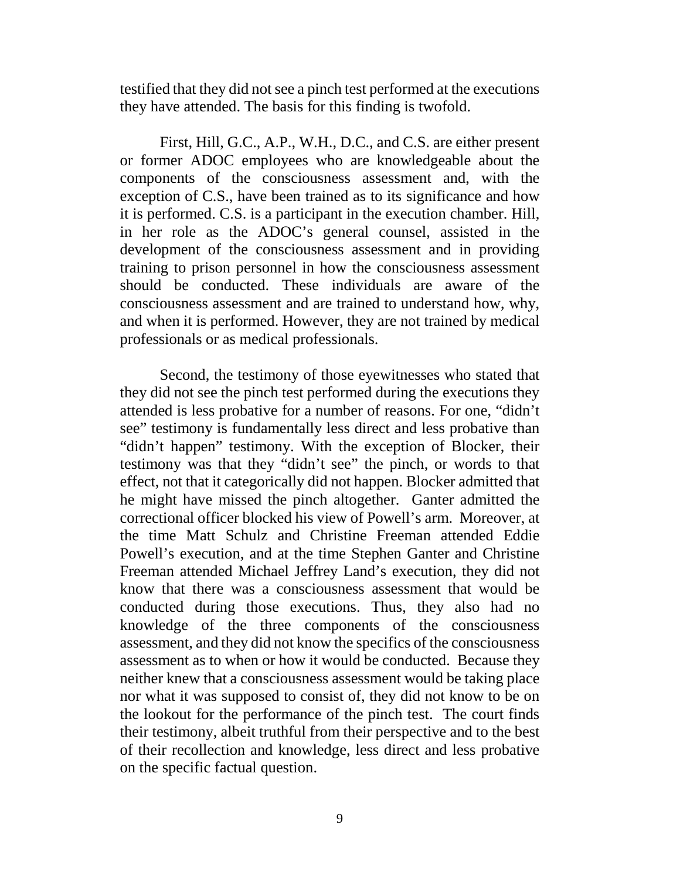testified that they did not see a pinch test performed at the executions they have attended. The basis for this finding is twofold.

First, Hill, G.C., A.P., W.H., D.C., and C.S. are either present or former ADOC employees who are knowledgeable about the components of the consciousness assessment and, with the exception of C.S., have been trained as to its significance and how it is performed. C.S. is a participant in the execution chamber. Hill, in her role as the ADOC's general counsel, assisted in the development of the consciousness assessment and in providing training to prison personnel in how the consciousness assessment should be conducted. These individuals are aware of the consciousness assessment and are trained to understand how, why, and when it is performed. However, they are not trained by medical professionals or as medical professionals.

Second, the testimony of those eyewitnesses who stated that they did not see the pinch test performed during the executions they attended is less probative for a number of reasons. For one, "didn't see" testimony is fundamentally less direct and less probative than "didn't happen" testimony. With the exception of Blocker, their testimony was that they "didn't see" the pinch, or words to that effect, not that it categorically did not happen. Blocker admitted that he might have missed the pinch altogether. Ganter admitted the correctional officer blocked his view of Powell's arm. Moreover, at the time Matt Schulz and Christine Freeman attended Eddie Powell's execution, and at the time Stephen Ganter and Christine Freeman attended Michael Jeffrey Land's execution, they did not know that there was a consciousness assessment that would be conducted during those executions. Thus, they also had no knowledge of the three components of the consciousness assessment, and they did not know the specifics of the consciousness assessment as to when or how it would be conducted. Because they neither knew that a consciousness assessment would be taking place nor what it was supposed to consist of, they did not know to be on the lookout for the performance of the pinch test. The court finds their testimony, albeit truthful from their perspective and to the best of their recollection and knowledge, less direct and less probative on the specific factual question.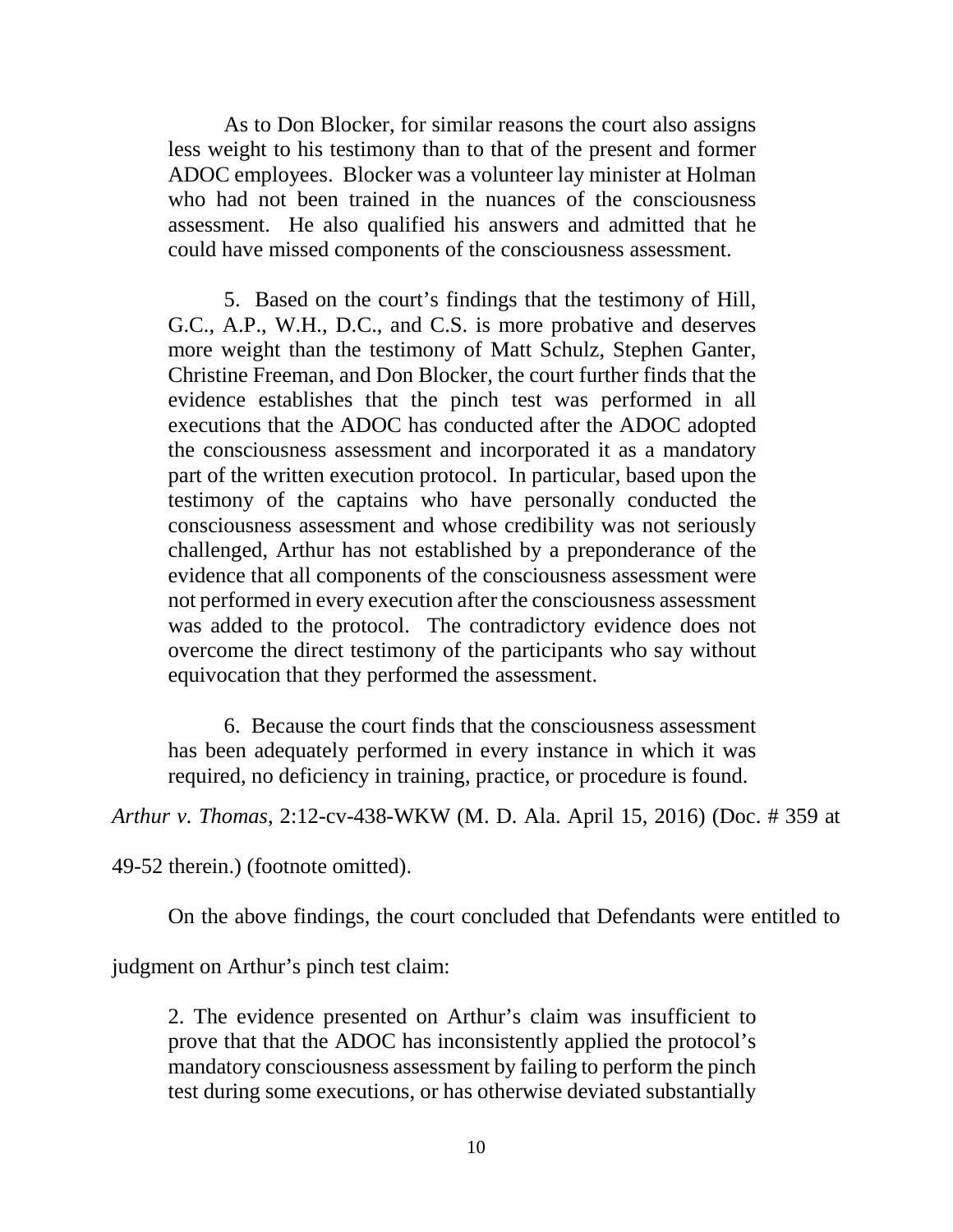As to Don Blocker, for similar reasons the court also assigns less weight to his testimony than to that of the present and former ADOC employees. Blocker was a volunteer lay minister at Holman who had not been trained in the nuances of the consciousness assessment. He also qualified his answers and admitted that he could have missed components of the consciousness assessment.

> 5. Based on the court's findings that the testimony of Hill, G.C., A.P., W.H., D.C., and C.S. is more probative and deserves more weight than the testimony of Matt Schulz, Stephen Ganter, Christine Freeman, and Don Blocker, the court further finds that the evidence establishes that the pinch test was performed in all executions that the ADOC has conducted after the ADOC adopted the consciousness assessment and incorporated it as a mandatory part of the written execution protocol. In particular, based upon the testimony of the captains who have personally conducted the consciousness assessment and whose credibility was not seriously challenged, Arthur has not established by a preponderance of the evidence that all components of the consciousness assessment were not performed in every execution after the consciousness assessment was added to the protocol. The contradictory evidence does not overcome the direct testimony of the participants who say without equivocation that they performed the assessment.
>
> 6. Because the court finds that the consciousness assessment has been adequately performed in every instance in which it was required, no deficiency in training, practice, or procedure is found.

*Arthur v. Thomas*, 2:12-cv-438-WKW (M. D. Ala. April 15, 2016) (Doc. # 359 at 49-52 therein.) (footnote omitted).

On the above findings, the court concluded that Defendants were entitled to judgment on Arthur's pinch test claim:

> 2. The evidence presented on Arthur's claim was insufficient to prove that that the ADOC has inconsistently applied the protocol's mandatory consciousness assessment by failing to perform the pinch test during some executions, or has otherwise deviated substantially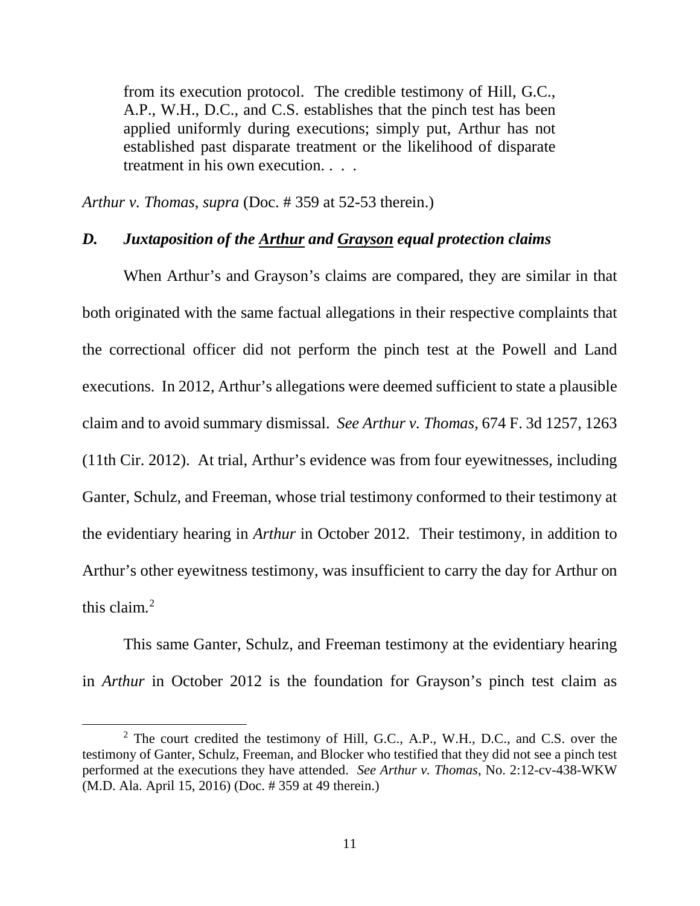> from its execution protocol. The credible testimony of Hill, G.C., A.P., W.H., D.C., and C.S. establishes that the pinch test has been applied uniformly during executions; simply put, Arthur has not established past disparate treatment or the likelihood of disparate treatment in his own execution. . . .

*Arthur v. Thomas*, *supra* (Doc. # 359 at 52-53 therein.)

### *D. Juxtaposition of the* ***Arthur*** *and* ***Grayson*** *equal protection claims*

When Arthur's and Grayson's claims are compared, they are similar in that both originated with the same factual allegations in their respective complaints that the correctional officer did not perform the pinch test at the Powell and Land executions. In 2012, Arthur's allegations were deemed sufficient to state a plausible claim and to avoid summary dismissal. *See Arthur v. Thomas*, 674 F. 3d 1257, 1263 (11th Cir. 2012). At trial, Arthur's evidence was from four eyewitnesses, including Ganter, Schulz, and Freeman, whose trial testimony conformed to their testimony at the evidentiary hearing in *Arthur* in October 2012. Their testimony, in addition to Arthur's other eyewitness testimony, was insufficient to carry the day for Arthur on this claim.[2]

This same Ganter, Schulz, and Freeman testimony at the evidentiary hearing in *Arthur* in October 2012 is the foundation for Grayson's pinch test claim as

[2] The court credited the testimony of Hill, G.C., A.P., W.H., D.C., and C.S. over the testimony of Ganter, Schulz, Freeman, and Blocker who testified that they did not see a pinch test performed at the executions they have attended. *See Arthur v. Thomas*, No. 2:12-cv-438-WKW (M.D. Ala. April 15, 2016) (Doc. # 359 at 49 therein.)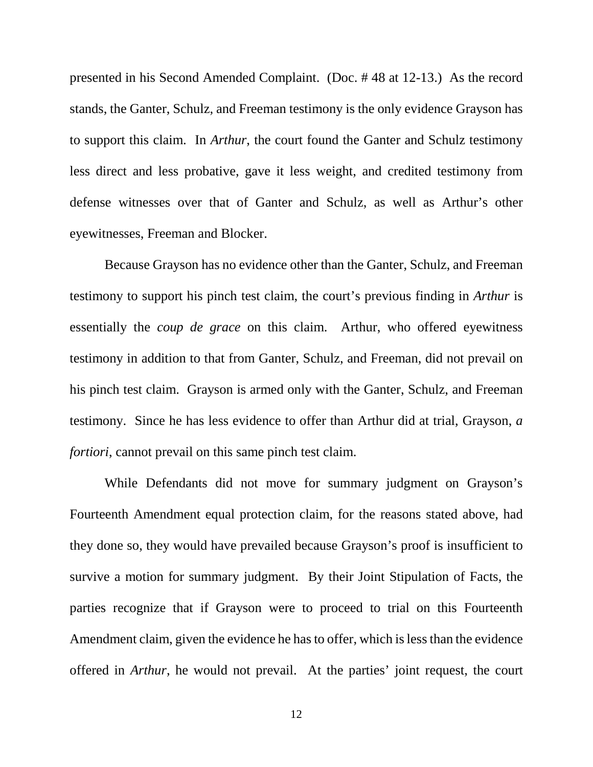presented in his Second Amended Complaint. (Doc. # 48 at 12-13.) As the record stands, the Ganter, Schulz, and Freeman testimony is the only evidence Grayson has to support this claim. In *Arthur*, the court found the Ganter and Schulz testimony less direct and less probative, gave it less weight, and credited testimony from defense witnesses over that of Ganter and Schulz, as well as Arthur's other eyewitnesses, Freeman and Blocker.

Because Grayson has no evidence other than the Ganter, Schulz, and Freeman testimony to support his pinch test claim, the court's previous finding in *Arthur* is essentially the *coup de grace* on this claim. Arthur, who offered eyewitness testimony in addition to that from Ganter, Schulz, and Freeman, did not prevail on his pinch test claim. Grayson is armed only with the Ganter, Schulz, and Freeman testimony. Since he has less evidence to offer than Arthur did at trial, Grayson, *a fortiori*, cannot prevail on this same pinch test claim.

While Defendants did not move for summary judgment on Grayson's Fourteenth Amendment equal protection claim, for the reasons stated above, had they done so, they would have prevailed because Grayson's proof is insufficient to survive a motion for summary judgment. By their Joint Stipulation of Facts, the parties recognize that if Grayson were to proceed to trial on this Fourteenth Amendment claim, given the evidence he has to offer, which is less than the evidence offered in *Arthur*, he would not prevail. At the parties' joint request, the court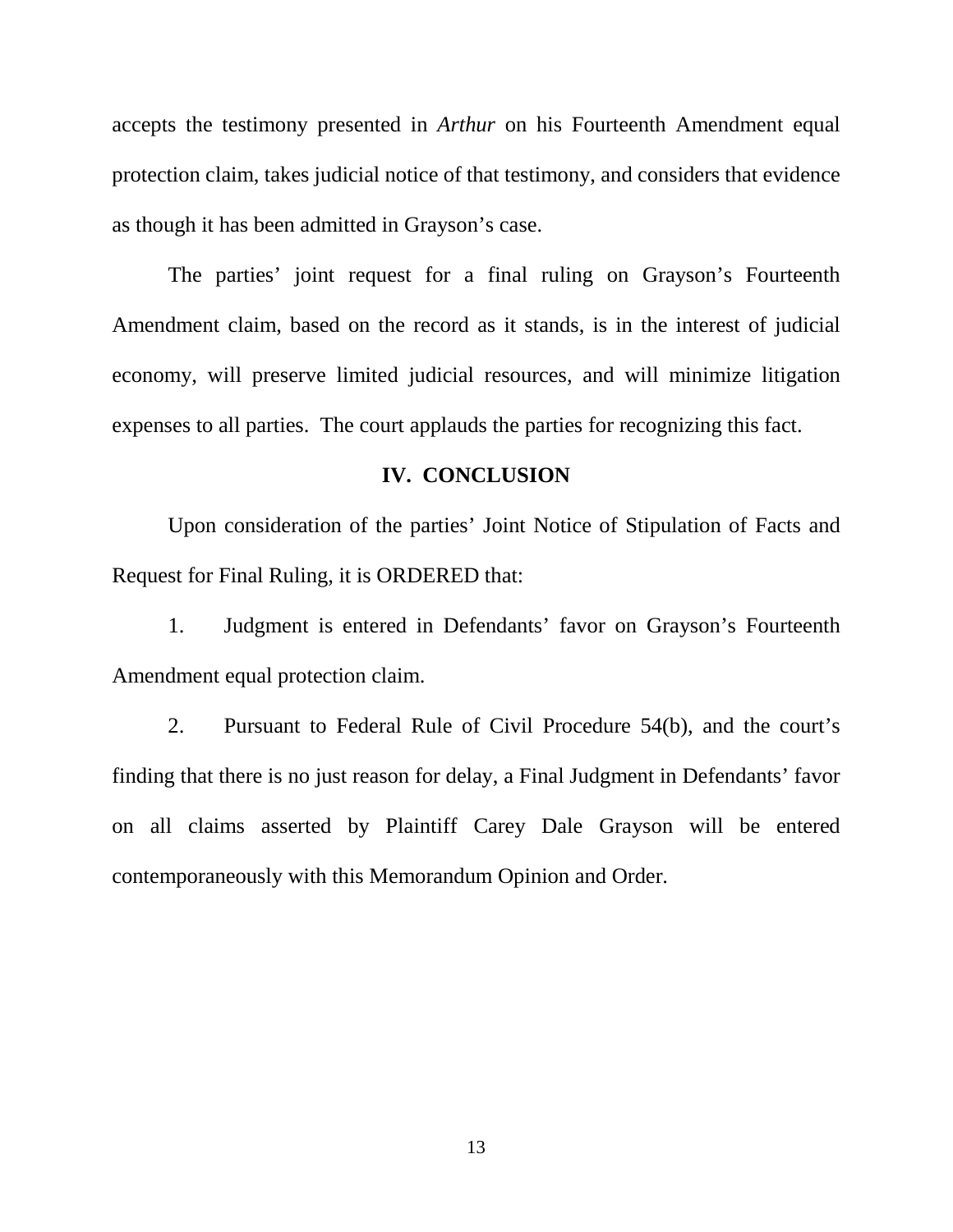accepts the testimony presented in *Arthur* on his Fourteenth Amendment equal protection claim, takes judicial notice of that testimony, and considers that evidence as though it has been admitted in Grayson's case.

The parties' joint request for a final ruling on Grayson's Fourteenth Amendment claim, based on the record as it stands, is in the interest of judicial economy, will preserve limited judicial resources, and will minimize litigation expenses to all parties. The court applauds the parties for recognizing this fact.

## IV. CONCLUSION

Upon consideration of the parties' Joint Notice of Stipulation of Facts and Request for Final Ruling, it is ORDERED that:

1. Judgment is entered in Defendants' favor on Grayson's Fourteenth Amendment equal protection claim.

2. Pursuant to Federal Rule of Civil Procedure 54(b), and the court's finding that there is no just reason for delay, a Final Judgment in Defendants' favor on all claims asserted by Plaintiff Carey Dale Grayson will be entered contemporaneously with this Memorandum Opinion and Order.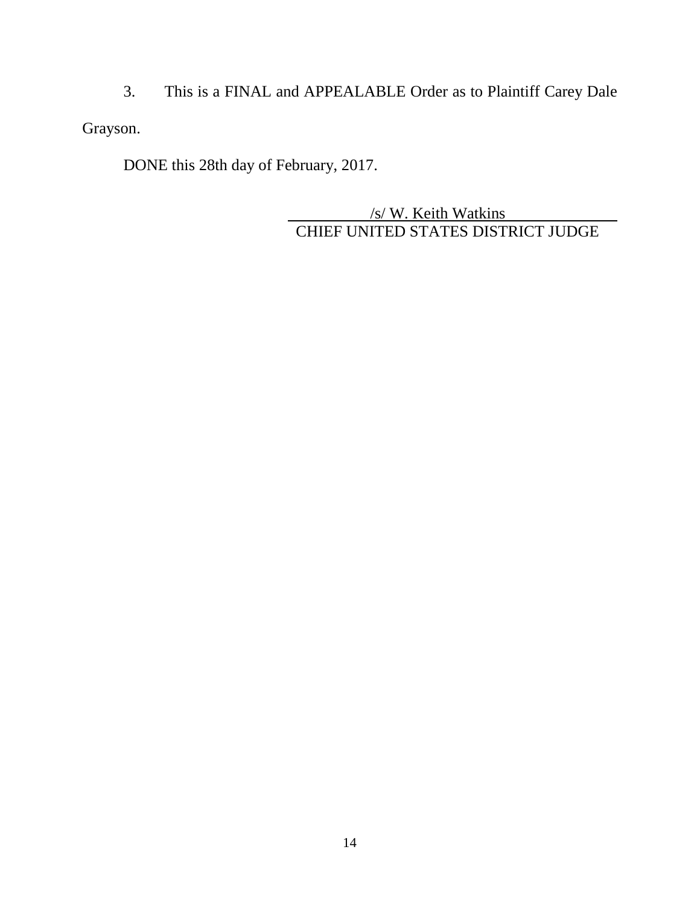3. This is a FINAL and APPEALABLE Order as to Plaintiff Carey Dale Grayson.

DONE this 28th day of February, 2017.

/s/ W. Keith Watkins
CHIEF UNITED STATES DISTRICT JUDGE